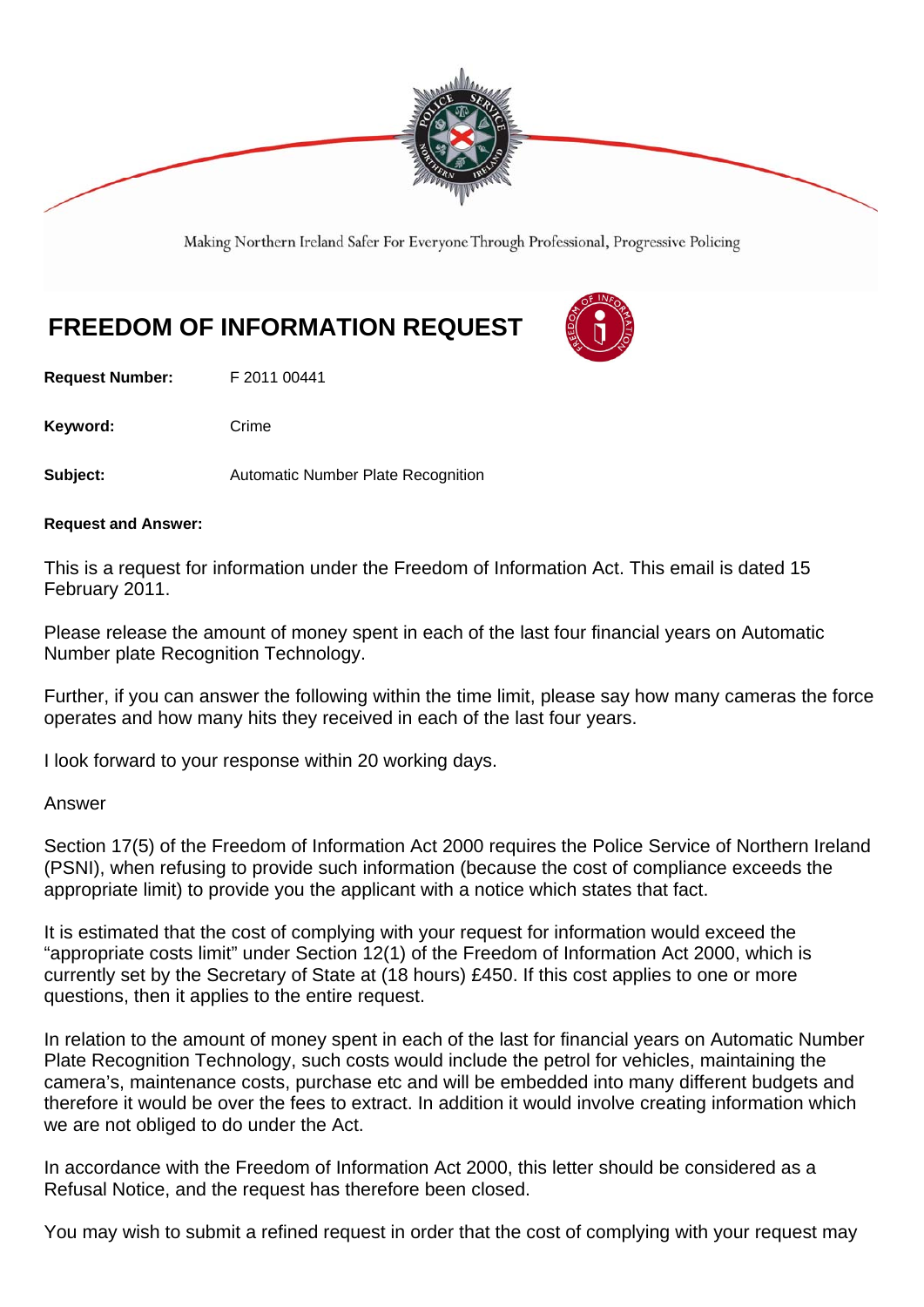Making Northern Ireland Safer For Everyone Through Professional, Progressive Policing

# FREEDOM OF INFORMATION REQUEST

**Request Number:** F 2011 00441

**Keyword:** Crime

**Subject:** Automatic Number Plate Recognition

**Request and Answer:**

This is a request for information under the Freedom of Information Act. This email is dated 15 February 2011.

Please release the amount of money spent in each of the last four financial years on Automatic Number plate Recognition Technology.

Further, if you can answer the following within the time limit, please say how many cameras the force operates and how many hits they received in each of the last four years.

I look forward to your response within 20 working days.

Answer

Section 17(5) of the Freedom of Information Act 2000 requires the Police Service of Northern Ireland (PSNI), when refusing to provide such information (because the cost of compliance exceeds the appropriate limit) to provide you the applicant with a notice which states that fact.

It is estimated that the cost of complying with your request for information would exceed the "appropriate costs limit" under Section 12(1) of the Freedom of Information Act 2000, which is currently set by the Secretary of State at (18 hours) £450. If this cost applies to one or more questions, then it applies to the entire request.

In relation to the amount of money spent in each of the last for financial years on Automatic Number Plate Recognition Technology, such costs would include the petrol for vehicles, maintaining the camera's, maintenance costs, purchase etc and will be embedded into many different budgets and therefore it would be over the fees to extract. In addition it would involve creating information which we are not obliged to do under the Act.

In accordance with the Freedom of Information Act 2000, this letter should be considered as a Refusal Notice, and the request has therefore been closed.

You may wish to submit a refined request in order that the cost of complying with your request may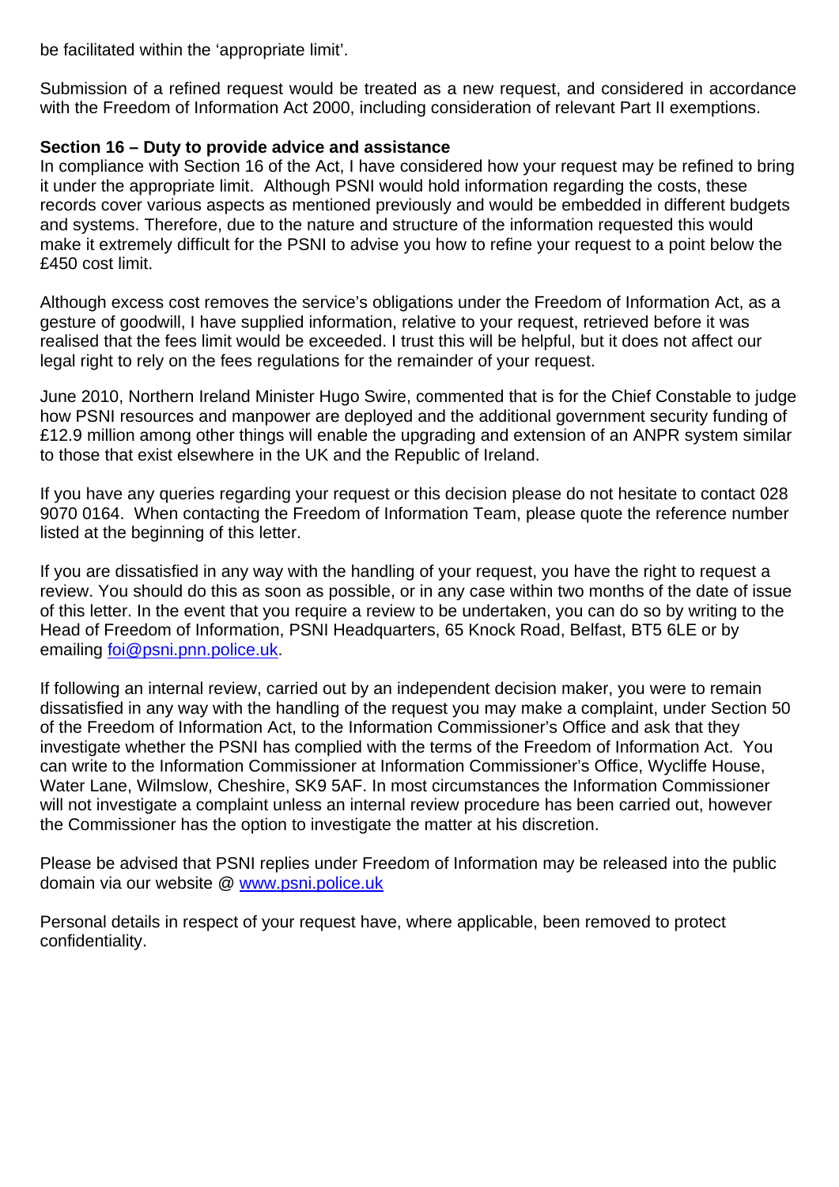be facilitated within the 'appropriate limit'.

Submission of a refined request would be treated as a new request, and considered in accordance with the Freedom of Information Act 2000, including consideration of relevant Part II exemptions.

**Section 16 – Duty to provide advice and assistance**
In compliance with Section 16 of the Act, I have considered how your request may be refined to bring it under the appropriate limit. Although PSNI would hold information regarding the costs, these records cover various aspects as mentioned previously and would be embedded in different budgets and systems. Therefore, due to the nature and structure of the information requested this would make it extremely difficult for the PSNI to advise you how to refine your request to a point below the £450 cost limit.

Although excess cost removes the service's obligations under the Freedom of Information Act, as a gesture of goodwill, I have supplied information, relative to your request, retrieved before it was realised that the fees limit would be exceeded. I trust this will be helpful, but it does not affect our legal right to rely on the fees regulations for the remainder of your request.

June 2010, Northern Ireland Minister Hugo Swire, commented that is for the Chief Constable to judge how PSNI resources and manpower are deployed and the additional government security funding of £12.9 million among other things will enable the upgrading and extension of an ANPR system similar to those that exist elsewhere in the UK and the Republic of Ireland.

If you have any queries regarding your request or this decision please do not hesitate to contact 028 9070 0164. When contacting the Freedom of Information Team, please quote the reference number listed at the beginning of this letter.

If you are dissatisfied in any way with the handling of your request, you have the right to request a review. You should do this as soon as possible, or in any case within two months of the date of issue of this letter. In the event that you require a review to be undertaken, you can do so by writing to the Head of Freedom of Information, PSNI Headquarters, 65 Knock Road, Belfast, BT5 6LE or by emailing foi@psni.pnn.police.uk.

If following an internal review, carried out by an independent decision maker, you were to remain dissatisfied in any way with the handling of the request you may make a complaint, under Section 50 of the Freedom of Information Act, to the Information Commissioner's Office and ask that they investigate whether the PSNI has complied with the terms of the Freedom of Information Act. You can write to the Information Commissioner at Information Commissioner's Office, Wycliffe House, Water Lane, Wilmslow, Cheshire, SK9 5AF. In most circumstances the Information Commissioner will not investigate a complaint unless an internal review procedure has been carried out, however the Commissioner has the option to investigate the matter at his discretion.

Please be advised that PSNI replies under Freedom of Information may be released into the public domain via our website @ www.psni.police.uk

Personal details in respect of your request have, where applicable, been removed to protect confidentiality.